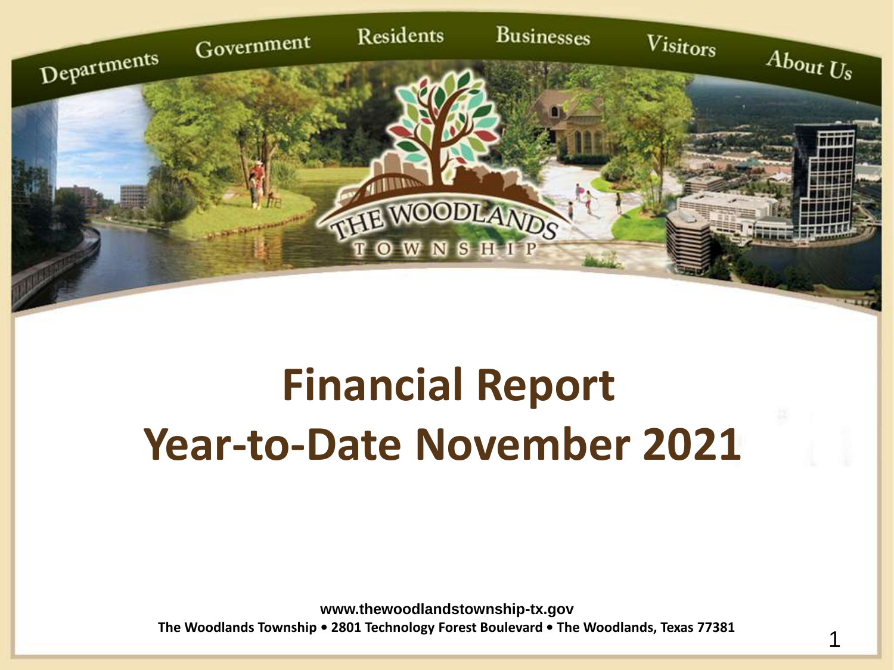Departments Government Residents Businesses Visitors About Us

THE WOODLANDS TOWNSHIP

# Financial Report
# Year-to-Date November 2021

www.thewoodlandstownship-tx.gov

**The Woodlands Township • 2801 Technology Forest Boulevard • The Woodlands, Texas 77381**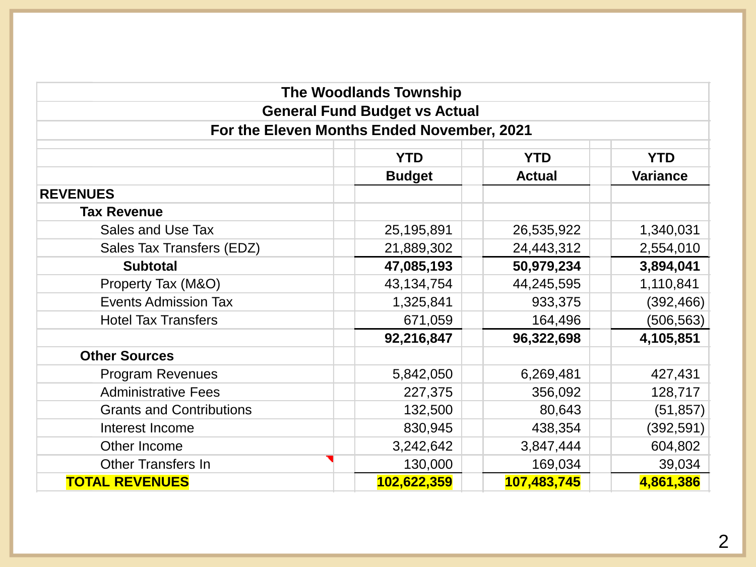**The Woodlands Township**
**General Fund Budget vs Actual**
**For the Eleven Months Ended November, 2021**

| | YTD Budget | YTD Actual | YTD Variance |
|---|---|---|---|
| **REVENUES** | | | |
| **Tax Revenue** | | | |
| Sales and Use Tax | 25,195,891 | 26,535,922 | 1,340,031 |
| Sales Tax Transfers (EDZ) | 21,889,302 | 24,443,312 | 2,554,010 |
| **Subtotal** | **47,085,193** | **50,979,234** | **3,894,041** |
| Property Tax (M&O) | 43,134,754 | 44,245,595 | 1,110,841 |
| Events Admission Tax | 1,325,841 | 933,375 | (392,466) |
| Hotel Tax Transfers | 671,059 | 164,496 | (506,563) |
| | **92,216,847** | **96,322,698** | **4,105,851** |
| **Other Sources** | | | |
| Program Revenues | 5,842,050 | 6,269,481 | 427,431 |
| Administrative Fees | 227,375 | 356,092 | 128,717 |
| Grants and Contributions | 132,500 | 80,643 | (51,857) |
| Interest Income | 830,945 | 438,354 | (392,591) |
| Other Income | 3,242,642 | 3,847,444 | 604,802 |
| Other Transfers In | 130,000 | 169,034 | 39,034 |
| **TOTAL REVENUES** | **102,622,359** | **107,483,745** | **4,861,386** |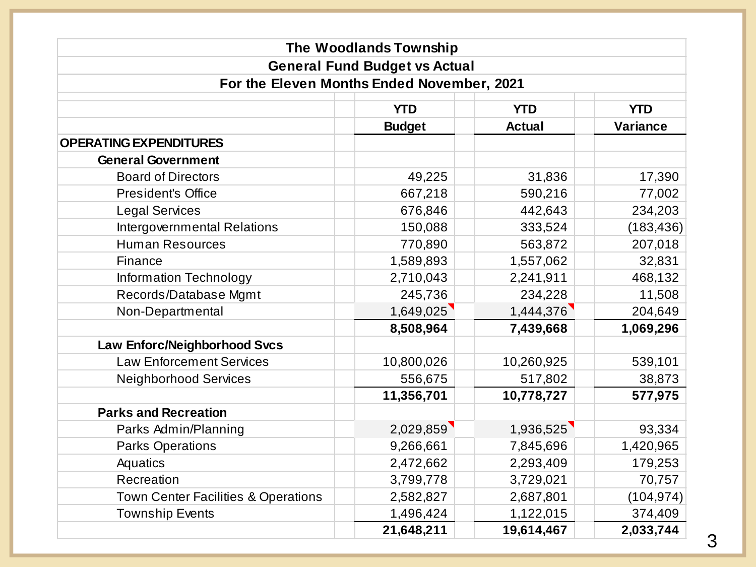| The Woodlands Township | | | |
|---|---|---|---|
| **General Fund Budget vs Actual** | | | |
| **For the Eleven Months Ended November, 2021** | | | |
| | **YTD Budget** | **YTD Actual** | **YTD Variance** |
| **OPERATING EXPENDITURES** | | | |
| **General Government** | | | |
| Board of Directors | 49,225 | 31,836 | 17,390 |
| President's Office | 667,218 | 590,216 | 77,002 |
| Legal Services | 676,846 | 442,643 | 234,203 |
| Intergovernmental Relations | 150,088 | 333,524 | (183,436) |
| Human Resources | 770,890 | 563,872 | 207,018 |
| Finance | 1,589,893 | 1,557,062 | 32,831 |
| Information Technology | 2,710,043 | 2,241,911 | 468,132 |
| Records/Database Mgmt | 245,736 | 234,228 | 11,508 |
| Non-Departmental | 1,649,025 | 1,444,376 | 204,649 |
| | **8,508,964** | **7,439,668** | **1,069,296** |
| **Law Enforc/Neighborhood Svcs** | | | |
| Law Enforcement Services | 10,800,026 | 10,260,925 | 539,101 |
| Neighborhood Services | 556,675 | 517,802 | 38,873 |
| | **11,356,701** | **10,778,727** | **577,975** |
| **Parks and Recreation** | | | |
| Parks Admin/Planning | 2,029,859 | 1,936,525 | 93,334 |
| Parks Operations | 9,266,661 | 7,845,696 | 1,420,965 |
| Aquatics | 2,472,662 | 2,293,409 | 179,253 |
| Recreation | 3,799,778 | 3,729,021 | 70,757 |
| Town Center Facilities & Operations | 2,582,827 | 2,687,801 | (104,974) |
| Township Events | 1,496,424 | 1,122,015 | 374,409 |
| | **21,648,211** | **19,614,467** | **2,033,744** |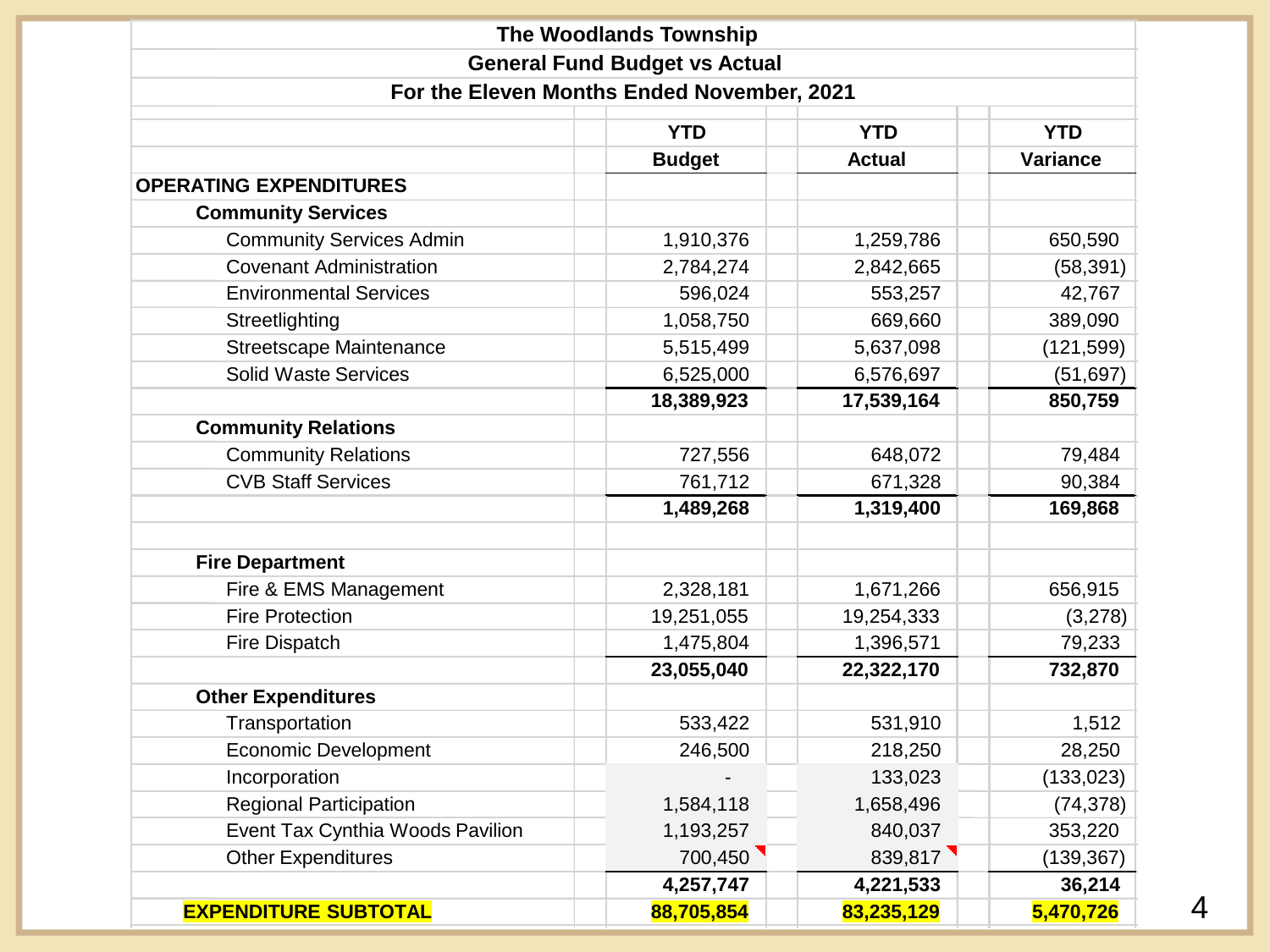**The Woodlands Township**

**General Fund Budget vs Actual**

**For the Eleven Months Ended November, 2021**

| | YTD Budget | YTD Actual | YTD Variance |
|---|---|---|---|
| **OPERATING EXPENDITURES** | | | |
| **Community Services** | | | |
| Community Services Admin | 1,910,376 | 1,259,786 | 650,590 |
| Covenant Administration | 2,784,274 | 2,842,665 | (58,391) |
| Environmental Services | 596,024 | 553,257 | 42,767 |
| Streetlighting | 1,058,750 | 669,660 | 389,090 |
| Streetscape Maintenance | 5,515,499 | 5,637,098 | (121,599) |
| Solid Waste Services | 6,525,000 | 6,576,697 | (51,697) |
| | **18,389,923** | **17,539,164** | **850,759** |
| **Community Relations** | | | |
| Community Relations | 727,556 | 648,072 | 79,484 |
| CVB Staff Services | 761,712 | 671,328 | 90,384 |
| | **1,489,268** | **1,319,400** | **169,868** |
| | | | |
| **Fire Department** | | | |
| Fire & EMS Management | 2,328,181 | 1,671,266 | 656,915 |
| Fire Protection | 19,251,055 | 19,254,333 | (3,278) |
| Fire Dispatch | 1,475,804 | 1,396,571 | 79,233 |
| | **23,055,040** | **22,322,170** | **732,870** |
| **Other Expenditures** | | | |
| Transportation | 533,422 | 531,910 | 1,512 |
| Economic Development | 246,500 | 218,250 | 28,250 |
| Incorporation | - | 133,023 | (133,023) |
| Regional Participation | 1,584,118 | 1,658,496 | (74,378) |
| Event Tax Cynthia Woods Pavilion | 1,193,257 | 840,037 | 353,220 |
| Other Expenditures | 700,450 | 839,817 | (139,367) |
| | **4,257,747** | **4,221,533** | **36,214** |
| **EXPENDITURE SUBTOTAL** | **88,705,854** | **83,235,129** | **5,470,726** |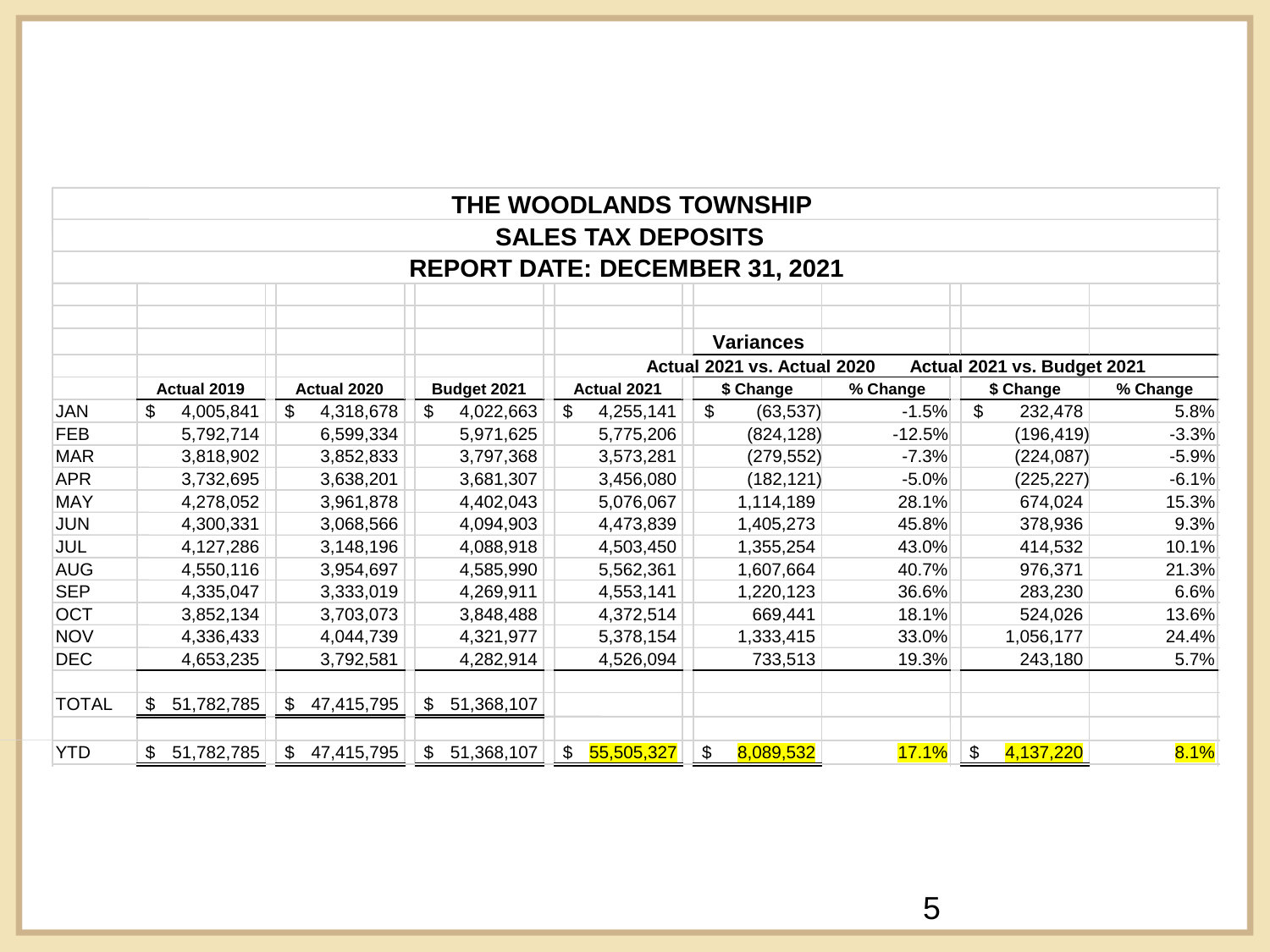# THE WOODLANDS TOWNSHIP

## SALES TAX DEPOSITS

## REPORT DATE: DECEMBER 31, 2021

| | | | | | Variances | | | |
|---|---|---|---|---|---|---|---|---|
| | | | | | Actual 2021 vs. Actual 2020 | | Actual 2021 vs. Budget 2021 | |
| | Actual 2019 | Actual 2020 | Budget 2021 | Actual 2021 | $ Change | % Change | $ Change | % Change |
| JAN | $ 4,005,841 | $ 4,318,678 | $ 4,022,663 | $ 4,255,141 | $ (63,537) | -1.5% | $ 232,478 | 5.8% |
| FEB | 5,792,714 | 6,599,334 | 5,971,625 | 5,775,206 | (824,128) | -12.5% | (196,419) | -3.3% |
| MAR | 3,818,902 | 3,852,833 | 3,797,368 | 3,573,281 | (279,552) | -7.3% | (224,087) | -5.9% |
| APR | 3,732,695 | 3,638,201 | 3,681,307 | 3,456,080 | (182,121) | -5.0% | (225,227) | -6.1% |
| MAY | 4,278,052 | 3,961,878 | 4,402,043 | 5,076,067 | 1,114,189 | 28.1% | 674,024 | 15.3% |
| JUN | 4,300,331 | 3,068,566 | 4,094,903 | 4,473,839 | 1,405,273 | 45.8% | 378,936 | 9.3% |
| JUL | 4,127,286 | 3,148,196 | 4,088,918 | 4,503,450 | 1,355,254 | 43.0% | 414,532 | 10.1% |
| AUG | 4,550,116 | 3,954,697 | 4,585,990 | 5,562,361 | 1,607,664 | 40.7% | 976,371 | 21.3% |
| SEP | 4,335,047 | 3,333,019 | 4,269,911 | 4,553,141 | 1,220,123 | 36.6% | 283,230 | 6.6% |
| OCT | 3,852,134 | 3,703,073 | 3,848,488 | 4,372,514 | 669,441 | 18.1% | 524,026 | 13.6% |
| NOV | 4,336,433 | 4,044,739 | 4,321,977 | 5,378,154 | 1,333,415 | 33.0% | 1,056,177 | 24.4% |
| DEC | 4,653,235 | 3,792,581 | 4,282,914 | 4,526,094 | 733,513 | 19.3% | 243,180 | 5.7% |
| TOTAL | $ 51,782,785 | $ 47,415,795 | $ 51,368,107 | | | | | |
| YTD | $ 51,782,785 | $ 47,415,795 | $ 51,368,107 | $ 55,505,327 | $ 8,089,532 | 17.1% | $ 4,137,220 | 8.1% |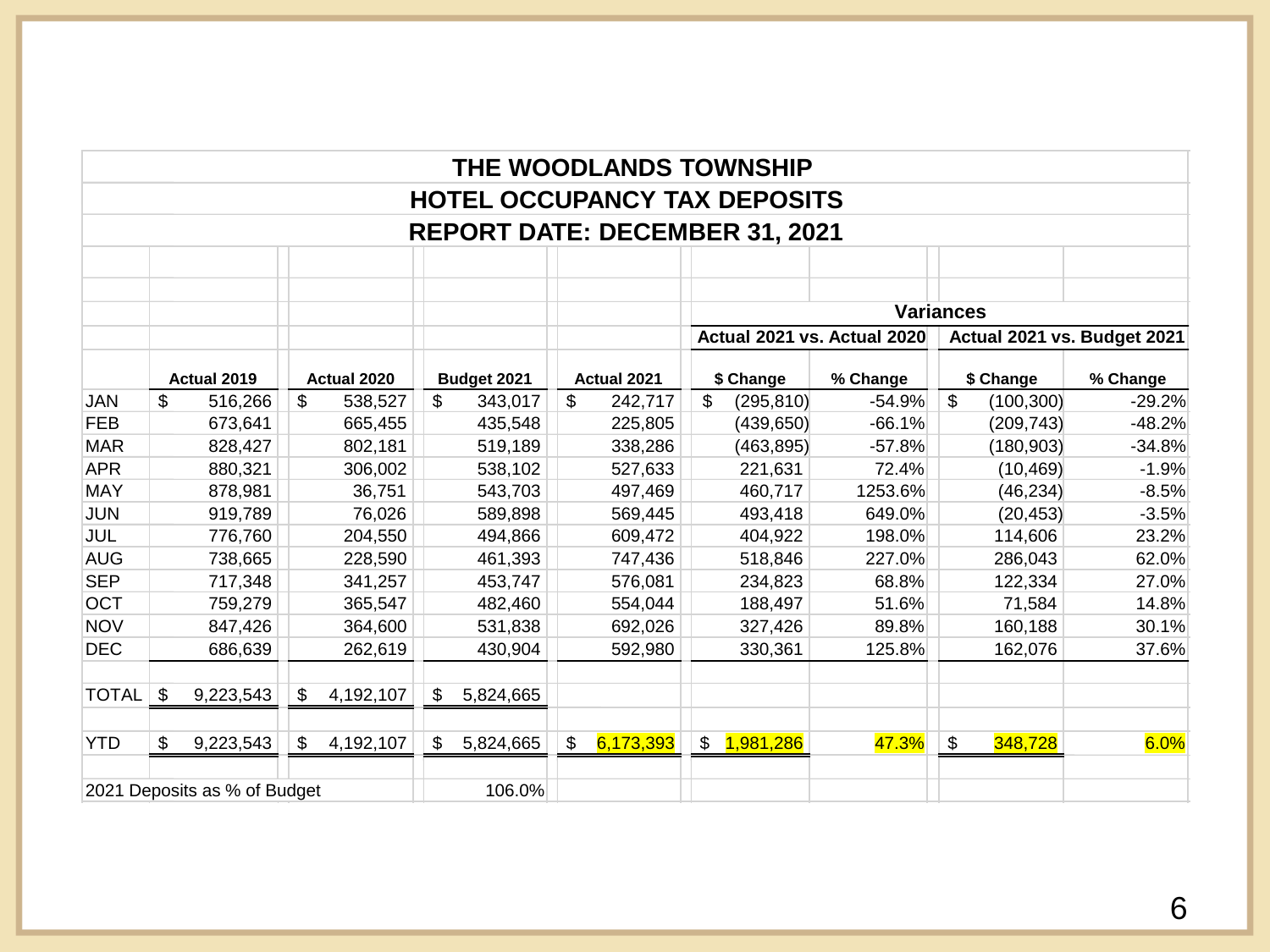# THE WOODLANDS TOWNSHIP
## HOTEL OCCUPANCY TAX DEPOSITS
## REPORT DATE: DECEMBER 31, 2021

| | | | | | Variances | | | |
|---|---|---|---|---|---|---|---|---|
| | | | | | Actual 2021 vs. Actual 2020 | | Actual 2021 vs. Budget 2021 | |
| | Actual 2019 | Actual 2020 | Budget 2021 | Actual 2021 | $ Change | % Change | $ Change | % Change |
| JAN | $ 516,266 | $ 538,527 | $ 343,017 | $ 242,717 | $ (295,810) | -54.9% | $ (100,300) | -29.2% |
| FEB | 673,641 | 665,455 | 435,548 | 225,805 | (439,650) | -66.1% | (209,743) | -48.2% |
| MAR | 828,427 | 802,181 | 519,189 | 338,286 | (463,895) | -57.8% | (180,903) | -34.8% |
| APR | 880,321 | 306,002 | 538,102 | 527,633 | 221,631 | 72.4% | (10,469) | -1.9% |
| MAY | 878,981 | 36,751 | 543,703 | 497,469 | 460,717 | 1253.6% | (46,234) | -8.5% |
| JUN | 919,789 | 76,026 | 589,898 | 569,445 | 493,418 | 649.0% | (20,453) | -3.5% |
| JUL | 776,760 | 204,550 | 494,866 | 609,472 | 404,922 | 198.0% | 114,606 | 23.2% |
| AUG | 738,665 | 228,590 | 461,393 | 747,436 | 518,846 | 227.0% | 286,043 | 62.0% |
| SEP | 717,348 | 341,257 | 453,747 | 576,081 | 234,823 | 68.8% | 122,334 | 27.0% |
| OCT | 759,279 | 365,547 | 482,460 | 554,044 | 188,497 | 51.6% | 71,584 | 14.8% |
| NOV | 847,426 | 364,600 | 531,838 | 692,026 | 327,426 | 89.8% | 160,188 | 30.1% |
| DEC | 686,639 | 262,619 | 430,904 | 592,980 | 330,361 | 125.8% | 162,076 | 37.6% |
| TOTAL | $ 9,223,543 | $ 4,192,107 | $ 5,824,665 | | | | | |
| YTD | $ 9,223,543 | $ 4,192,107 | $ 5,824,665 | $ 6,173,393 | $ 1,981,286 | 47.3% | $ 348,728 | 6.0% |
| 2021 Deposits as % of Budget | | | 106.0% | | | | | |